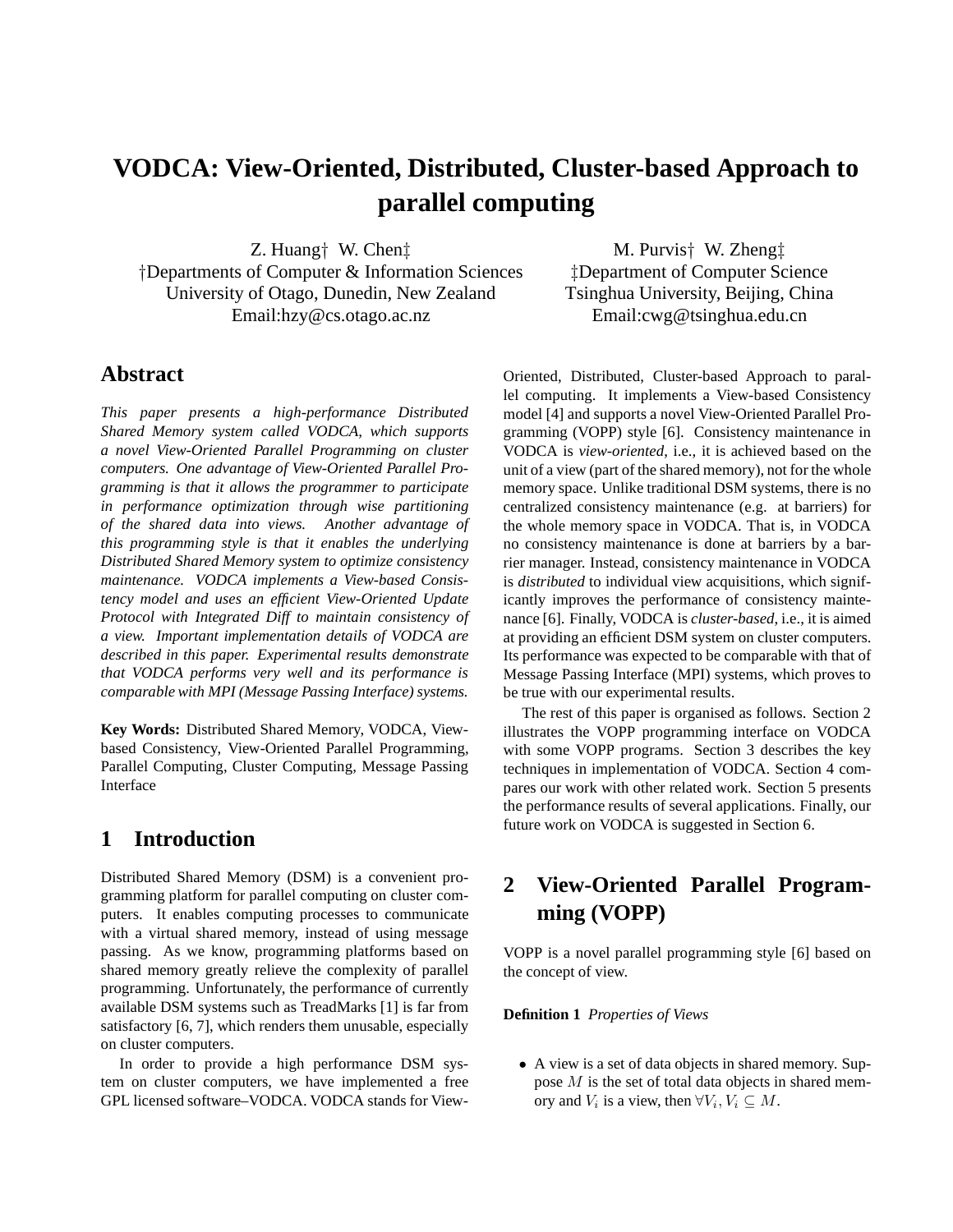# VODCA: View-Oriented, Distributed, Cluster-based Approach to parallel computing

Z. Huang† W. Chen‡
†Departments of Computer & Information Sciences
University of Otago, Dunedin, New Zealand
Email:hzy@cs.otago.ac.nz

M. Purvis† W. Zheng‡
‡Department of Computer Science
Tsinghua University, Beijing, China
Email:cwg@tsinghua.edu.cn

## Abstract

*This paper presents a high-performance Distributed Shared Memory system called VODCA, which supports a novel View-Oriented Parallel Programming on cluster computers. One advantage of View-Oriented Parallel Programming is that it allows the programmer to participate in performance optimization through wise partitioning of the shared data into views. Another advantage of this programming style is that it enables the underlying Distributed Shared Memory system to optimize consistency maintenance. VODCA implements a View-based Consistency model and uses an efficient View-Oriented Update Protocol with Integrated Diff to maintain consistency of a view. Important implementation details of VODCA are described in this paper. Experimental results demonstrate that VODCA performs very well and its performance is comparable with MPI (Message Passing Interface) systems.*

**Key Words:** Distributed Shared Memory, VODCA, View-based Consistency, View-Oriented Parallel Programming, Parallel Computing, Cluster Computing, Message Passing Interface

## 1 Introduction

Distributed Shared Memory (DSM) is a convenient programming platform for parallel computing on cluster computers. It enables computing processes to communicate with a virtual shared memory, instead of using message passing. As we know, programming platforms based on shared memory greatly relieve the complexity of parallel programming. Unfortunately, the performance of currently available DSM systems such as TreadMarks [1] is far from satisfactory [6, 7], which renders them unusable, especially on cluster computers.

In order to provide a high performance DSM system on cluster computers, we have implemented a free GPL licensed software–VODCA. VODCA stands for View-Oriented, Distributed, Cluster-based Approach to parallel computing. It implements a View-based Consistency model [4] and supports a novel View-Oriented Parallel Programming (VOPP) style [6]. Consistency maintenance in VODCA is *view-oriented*, i.e., it is achieved based on the unit of a view (part of the shared memory), not for the whole memory space. Unlike traditional DSM systems, there is no centralized consistency maintenance (e.g. at barriers) for the whole memory space in VODCA. That is, in VODCA no consistency maintenance is done at barriers by a barrier manager. Instead, consistency maintenance in VODCA is *distributed* to individual view acquisitions, which significantly improves the performance of consistency maintenance [6]. Finally, VODCA is *cluster-based*, i.e., it is aimed at providing an efficient DSM system on cluster computers. Its performance was expected to be comparable with that of Message Passing Interface (MPI) systems, which proves to be true with our experimental results.

The rest of this paper is organised as follows. Section 2 illustrates the VOPP programming interface on VODCA with some VOPP programs. Section 3 describes the key techniques in implementation of VODCA. Section 4 compares our work with other related work. Section 5 presents the performance results of several applications. Finally, our future work on VODCA is suggested in Section 6.

## 2 View-Oriented Parallel Programming (VOPP)

VOPP is a novel parallel programming style [6] based on the concept of view.

**Definition 1** *Properties of Views*

- A view is a set of data objects in shared memory. Suppose $M$ is the set of total data objects in shared memory and $V_i$ is a view, then $\forall V_i, V_i \subseteq M$.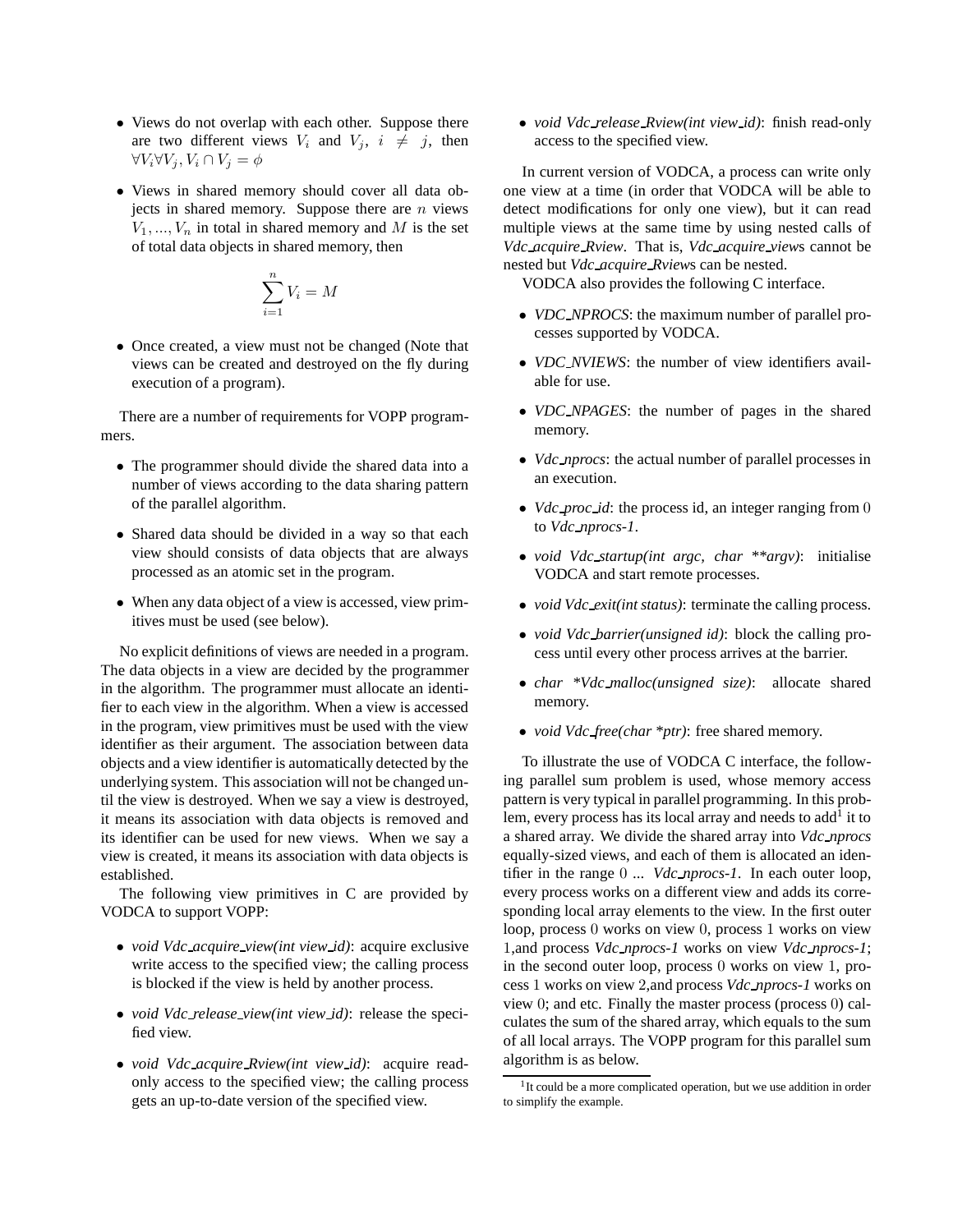- Views do not overlap with each other. Suppose there are two different views $V_i$ and $V_j$, $i \neq j$, then $\forall V_i \forall V_j, V_i \cap V_j = \phi$
- Views in shared memory should cover all data objects in shared memory. Suppose there are $n$ views $V_1, ..., V_n$ in total in shared memory and $M$ is the set of total data objects in shared memory, then

$$\sum_{i=1}^{n} V_i = M$$

- Once created, a view must not be changed (Note that views can be created and destroyed on the fly during execution of a program).

There are a number of requirements for VOPP programmers.

- The programmer should divide the shared data into a number of views according to the data sharing pattern of the parallel algorithm.
- Shared data should be divided in a way so that each view should consists of data objects that are always processed as an atomic set in the program.
- When any data object of a view is accessed, view primitives must be used (see below).

No explicit definitions of views are needed in a program. The data objects in a view are decided by the programmer in the algorithm. The programmer must allocate an identifier to each view in the algorithm. When a view is accessed in the program, view primitives must be used with the view identifier as their argument. The association between data objects and a view identifier is automatically detected by the underlying system. This association will not be changed until the view is destroyed. When we say a view is destroyed, it means its association with data objects is removed and its identifier can be used for new views. When we say a view is created, it means its association with data objects is established.

The following view primitives in C are provided by VODCA to support VOPP:

- *void Vdc_acquire_view(int view_id)*: acquire exclusive write access to the specified view; the calling process is blocked if the view is held by another process.
- *void Vdc_release_view(int view_id)*: release the specified view.
- *void Vdc_acquire_Rview(int view_id)*: acquire read-only access to the specified view; the calling process gets an up-to-date version of the specified view.
- *void Vdc_release_Rview(int view_id)*: finish read-only access to the specified view.

In current version of VODCA, a process can write only one view at a time (in order that VODCA will be able to detect modifications for only one view), but it can read multiple views at the same time by using nested calls of *Vdc_acquire_Rview*. That is, *Vdc_acquire_view*s cannot be nested but *Vdc_acquire_Rview*s can be nested.

VODCA also provides the following C interface.

- *VDC_NPROCS*: the maximum number of parallel processes supported by VODCA.
- *VDC_NVIEWS*: the number of view identifiers available for use.
- *VDC_NPAGES*: the number of pages in the shared memory.
- *Vdc_nprocs*: the actual number of parallel processes in an execution.
- *Vdc_proc_id*: the process id, an integer ranging from 0 to *Vdc_nprocs-1*.
- *void Vdc_startup(int argc, char **argv)*: initialise VODCA and start remote processes.
- *void Vdc_exit(int status)*: terminate the calling process.
- *void Vdc_barrier(unsigned id)*: block the calling process until every other process arrives at the barrier.
- *char *Vdc_malloc(unsigned size)*: allocate shared memory.
- *void Vdc_free(char *ptr)*: free shared memory.

To illustrate the use of VODCA C interface, the following parallel sum problem is used, whose memory access pattern is very typical in parallel programming. In this problem, every process has its local array and needs to add[1] it to a shared array. We divide the shared array into *Vdc_nprocs* equally-sized views, and each of them is allocated an identifier in the range 0 ... *Vdc_nprocs-1*. In each outer loop, every process works on a different view and adds its corresponding local array elements to the view. In the first outer loop, process 0 works on view 0, process 1 works on view 1,and process *Vdc_nprocs-1* works on view *Vdc_nprocs-1*; in the second outer loop, process 0 works on view 1, process 1 works on view 2,and process *Vdc_nprocs-1* works on view 0; and etc. Finally the master process (process 0) calculates the sum of the shared array, which equals to the sum of all local arrays. The VOPP program for this parallel sum algorithm is as below.

[1] It could be a more complicated operation, but we use addition in order to simplify the example.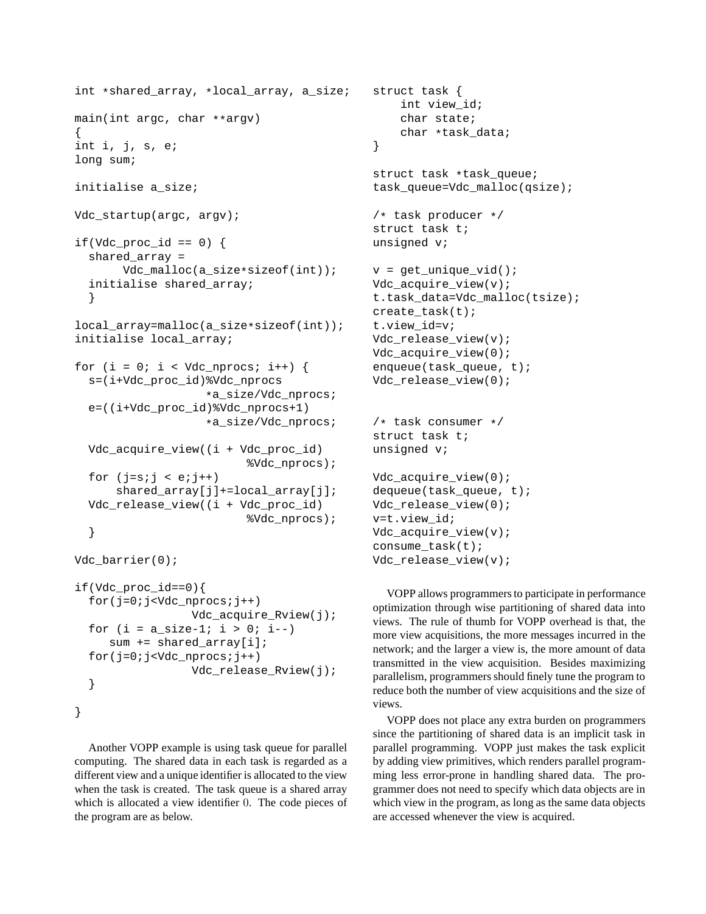```
int *shared_array, *local_array, a_size;

main(int argc, char **argv)
{
int i, j, s, e;
long sum;

initialise a_size;

Vdc_startup(argc, argv);

if(Vdc_proc_id == 0) {
  shared_array =
       Vdc_malloc(a_size*sizeof(int));
  initialise shared_array;
  }

local_array=malloc(a_size*sizeof(int));
initialise local_array;

for (i = 0; i < Vdc_nprocs; i++) {
  s=(i+Vdc_proc_id)%Vdc_nprocs
                  *a_size/Vdc_nprocs;
  e=((i+Vdc_proc_id)%Vdc_nprocs+1)
                  *a_size/Vdc_nprocs;

  Vdc_acquire_view((i + Vdc_proc_id)
                       %Vdc_nprocs);
  for (j=s;j < e;j++)
      shared_array[j]+=local_array[j];
  Vdc_release_view((i + Vdc_proc_id)
                       %Vdc_nprocs);
  }

Vdc_barrier(0);

if(Vdc_proc_id==0){
  for(j=0;j<Vdc_nprocs;j++)
                Vdc_acquire_Rview(j);
  for (i = a_size-1; i > 0; i--)
     sum += shared_array[i];
  for(j=0;j<Vdc_nprocs;j++)
                Vdc_release_Rview(j);
  }

}
```

Another VOPP example is using task queue for parallel computing. The shared data in each task is regarded as a different view and a unique identifier is allocated to the view when the task is created. The task queue is a shared array which is allocated a view identifier 0. The code pieces of the program are as below.

```
struct task {
    int view_id;
    char state;
    char *task_data;
}

struct task *task_queue;
task_queue=Vdc_malloc(qsize);

/* task producer */
struct task t;
unsigned v;

v = get_unique_vid();
Vdc_acquire_view(v);
t.task_data=Vdc_malloc(tsize);
create_task(t);
t.view_id=v;
Vdc_release_view(v);
Vdc_acquire_view(0);
enqueue(task_queue, t);
Vdc_release_view(0);


/* task consumer */
struct task t;
unsigned v;

Vdc_acquire_view(0);
dequeue(task_queue, t);
Vdc_release_view(0);
v=t.view_id;
Vdc_acquire_view(v);
consume_task(t);
Vdc_release_view(v);
```

VOPP allows programmers to participate in performance optimization through wise partitioning of shared data into views. The rule of thumb for VOPP overhead is that, the more view acquisitions, the more messages incurred in the network; and the larger a view is, the more amount of data transmitted in the view acquisition. Besides maximizing parallelism, programmers should finely tune the program to reduce both the number of view acquisitions and the size of views.

VOPP does not place any extra burden on programmers since the partitioning of shared data is an implicit task in parallel programming. VOPP just makes the task explicit by adding view primitives, which renders parallel programming less error-prone in handling shared data. The programmer does not need to specify which data objects are in which view in the program, as long as the same data objects are accessed whenever the view is acquired.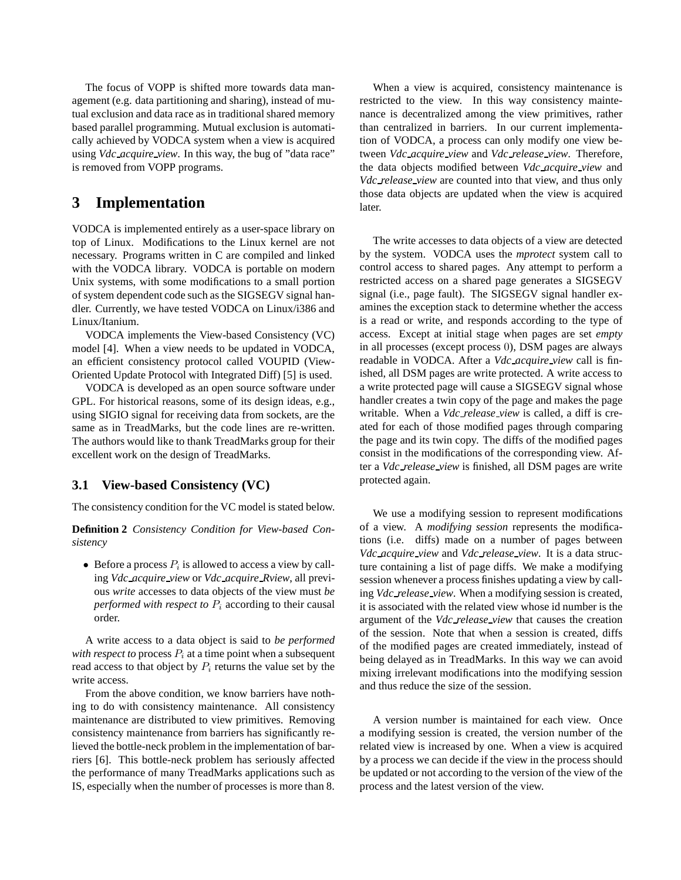The focus of VOPP is shifted more towards data management (e.g. data partitioning and sharing), instead of mutual exclusion and data race as in traditional shared memory based parallel programming. Mutual exclusion is automatically achieved by VODCA system when a view is acquired using *Vdc_acquire_view*. In this way, the bug of "data race" is removed from VOPP programs.

# 3 Implementation

VODCA is implemented entirely as a user-space library on top of Linux. Modifications to the Linux kernel are not necessary. Programs written in C are compiled and linked with the VODCA library. VODCA is portable on modern Unix systems, with some modifications to a small portion of system dependent code such as the SIGSEGV signal handler. Currently, we have tested VODCA on Linux/i386 and Linux/Itanium.

VODCA implements the View-based Consistency (VC) model [4]. When a view needs to be updated in VODCA, an efficient consistency protocol called VOUPID (View-Oriented Update Protocol with Integrated Diff) [5] is used.

VODCA is developed as an open source software under GPL. For historical reasons, some of its design ideas, e.g., using SIGIO signal for receiving data from sockets, are the same as in TreadMarks, but the code lines are re-written. The authors would like to thank TreadMarks group for their excellent work on the design of TreadMarks.

## 3.1 View-based Consistency (VC)

The consistency condition for the VC model is stated below.

**Definition 2** *Consistency Condition for View-based Consistency*

- Before a process $P_i$ is allowed to access a view by calling *Vdc_acquire_view* or *Vdc_acquire_Rview*, all previous *write* accesses to data objects of the view must *be performed with respect to* $P_i$ according to their causal order.

A write access to a data object is said to *be performed with respect to* process $P_i$ at a time point when a subsequent read access to that object by $P_i$ returns the value set by the write access.

From the above condition, we know barriers have nothing to do with consistency maintenance. All consistency maintenance are distributed to view primitives. Removing consistency maintenance from barriers has significantly relieved the bottle-neck problem in the implementation of barriers [6]. This bottle-neck problem has seriously affected the performance of many TreadMarks applications such as IS, especially when the number of processes is more than 8.

When a view is acquired, consistency maintenance is restricted to the view. In this way consistency maintenance is decentralized among the view primitives, rather than centralized in barriers. In our current implementation of VODCA, a process can only modify one view between *Vdc_acquire_view* and *Vdc_release_view*. Therefore, the data objects modified between *Vdc_acquire_view* and *Vdc_release_view* are counted into that view, and thus only those data objects are updated when the view is acquired later.

The write accesses to data objects of a view are detected by the system. VODCA uses the *mprotect* system call to control access to shared pages. Any attempt to perform a restricted access on a shared page generates a SIGSEGV signal (i.e., page fault). The SIGSEGV signal handler examines the exception stack to determine whether the access is a read or write, and responds according to the type of access. Except at initial stage when pages are set *empty* in all processes (except process 0), DSM pages are always readable in VODCA. After a *Vdc_acquire_view* call is finished, all DSM pages are write protected. A write access to a write protected page will cause a SIGSEGV signal whose handler creates a twin copy of the page and makes the page writable. When a *Vdc_release_view* is called, a diff is created for each of those modified pages through comparing the page and its twin copy. The diffs of the modified pages consist in the modifications of the corresponding view. After a *Vdc_release_view* is finished, all DSM pages are write protected again.

We use a modifying session to represent modifications of a view. A *modifying session* represents the modifications (i.e. diffs) made on a number of pages between *Vdc_acquire_view* and *Vdc_release_view*. It is a data structure containing a list of page diffs. We make a modifying session whenever a process finishes updating a view by calling *Vdc_release_view*. When a modifying session is created, it is associated with the related view whose id number is the argument of the *Vdc_release_view* that causes the creation of the session. Note that when a session is created, diffs of the modified pages are created immediately, instead of being delayed as in TreadMarks. In this way we can avoid mixing irrelevant modifications into the modifying session and thus reduce the size of the session.

A version number is maintained for each view. Once a modifying session is created, the version number of the related view is increased by one. When a view is acquired by a process we can decide if the view in the process should be updated or not according to the version of the view of the process and the latest version of the view.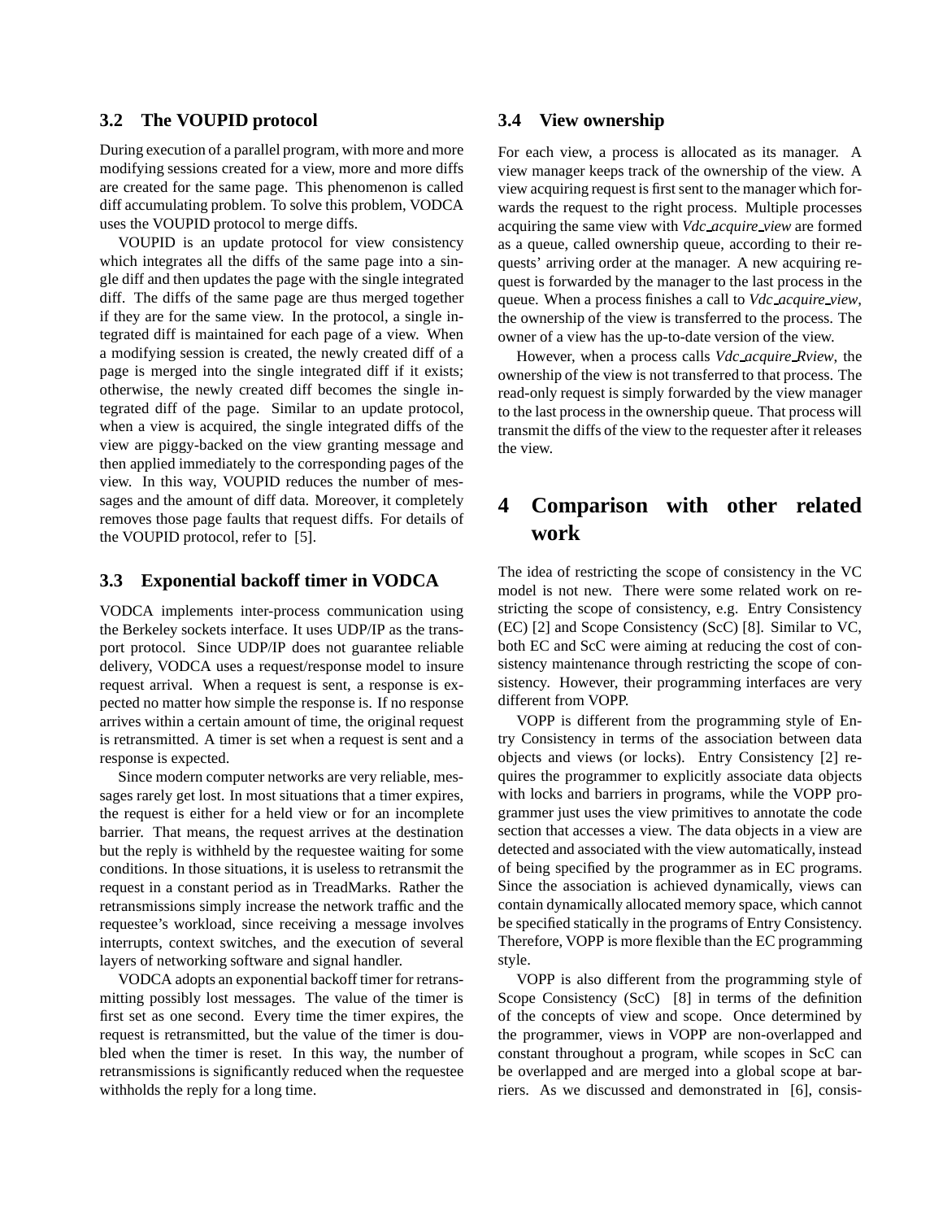### 3.2 The VOUPID protocol

During execution of a parallel program, with more and more modifying sessions created for a view, more and more diffs are created for the same page. This phenomenon is called diff accumulating problem. To solve this problem, VODCA uses the VOUPID protocol to merge diffs.

VOUPID is an update protocol for view consistency which integrates all the diffs of the same page into a single diff and then updates the page with the single integrated diff. The diffs of the same page are thus merged together if they are for the same view. In the protocol, a single integrated diff is maintained for each page of a view. When a modifying session is created, the newly created diff of a page is merged into the single integrated diff if it exists; otherwise, the newly created diff becomes the single integrated diff of the page. Similar to an update protocol, when a view is acquired, the single integrated diffs of the view are piggy-backed on the view granting message and then applied immediately to the corresponding pages of the view. In this way, VOUPID reduces the number of messages and the amount of diff data. Moreover, it completely removes those page faults that request diffs. For details of the VOUPID protocol, refer to [5].

### 3.3 Exponential backoff timer in VODCA

VODCA implements inter-process communication using the Berkeley sockets interface. It uses UDP/IP as the transport protocol. Since UDP/IP does not guarantee reliable delivery, VODCA uses a request/response model to insure request arrival. When a request is sent, a response is expected no matter how simple the response is. If no response arrives within a certain amount of time, the original request is retransmitted. A timer is set when a request is sent and a response is expected.

Since modern computer networks are very reliable, messages rarely get lost. In most situations that a timer expires, the request is either for a held view or for an incomplete barrier. That means, the request arrives at the destination but the reply is withheld by the requestee waiting for some conditions. In those situations, it is useless to retransmit the request in a constant period as in TreadMarks. Rather the retransmissions simply increase the network traffic and the requestee's workload, since receiving a message involves interrupts, context switches, and the execution of several layers of networking software and signal handler.

VODCA adopts an exponential backoff timer for retransmitting possibly lost messages. The value of the timer is first set as one second. Every time the timer expires, the request is retransmitted, but the value of the timer is doubled when the timer is reset. In this way, the number of retransmissions is significantly reduced when the requestee withholds the reply for a long time.

### 3.4 View ownership

For each view, a process is allocated as its manager. A view manager keeps track of the ownership of the view. A view acquiring request is first sent to the manager which forwards the request to the right process. Multiple processes acquiring the same view with *Vdc_acquire_view* are formed as a queue, called ownership queue, according to their requests' arriving order at the manager. A new acquiring request is forwarded by the manager to the last process in the queue. When a process finishes a call to *Vdc_acquire_view*, the ownership of the view is transferred to the process. The owner of a view has the up-to-date version of the view.

However, when a process calls *Vdc_acquire_Rview*, the ownership of the view is not transferred to that process. The read-only request is simply forwarded by the view manager to the last process in the ownership queue. That process will transmit the diffs of the view to the requester after it releases the view.

## 4 Comparison with other related work

The idea of restricting the scope of consistency in the VC model is not new. There were some related work on restricting the scope of consistency, e.g. Entry Consistency (EC) [2] and Scope Consistency (ScC) [8]. Similar to VC, both EC and ScC were aiming at reducing the cost of consistency maintenance through restricting the scope of consistency. However, their programming interfaces are very different from VOPP.

VOPP is different from the programming style of Entry Consistency in terms of the association between data objects and views (or locks). Entry Consistency [2] requires the programmer to explicitly associate data objects with locks and barriers in programs, while the VOPP programmer just uses the view primitives to annotate the code section that accesses a view. The data objects in a view are detected and associated with the view automatically, instead of being specified by the programmer as in EC programs. Since the association is achieved dynamically, views can contain dynamically allocated memory space, which cannot be specified statically in the programs of Entry Consistency. Therefore, VOPP is more flexible than the EC programming style.

VOPP is also different from the programming style of Scope Consistency (ScC) [8] in terms of the definition of the concepts of view and scope. Once determined by the programmer, views in VOPP are non-overlapped and constant throughout a program, while scopes in ScC can be overlapped and are merged into a global scope at barriers. As we discussed and demonstrated in [6], consis-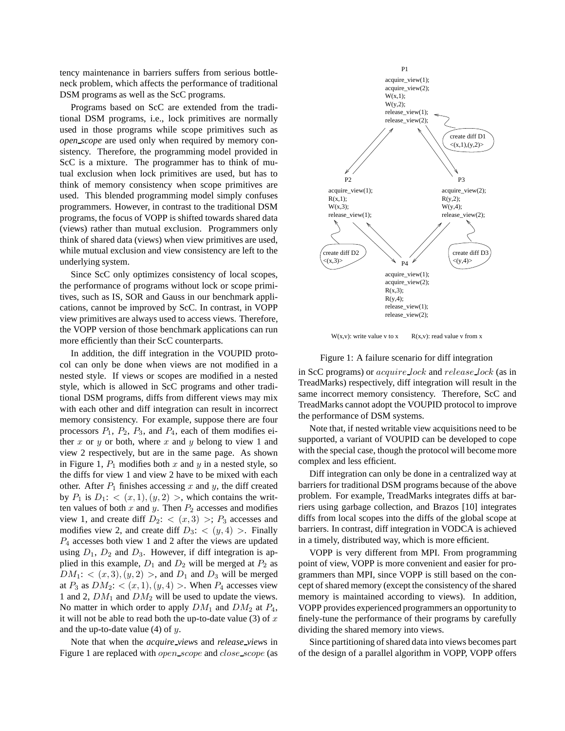tency maintenance in barriers suffers from serious bottleneck problem, which affects the performance of traditional DSM programs as well as the ScC programs.

Programs based on ScC are extended from the traditional DSM programs, i.e., lock primitives are normally used in those programs while scope primitives such as *open_scope* are used only when required by memory consistency. Therefore, the programming model provided in ScC is a mixture. The programmer has to think of mutual exclusion when lock primitives are used, but has to think of memory consistency when scope primitives are used. This blended programming model simply confuses programmers. However, in contrast to the traditional DSM programs, the focus of VOPP is shifted towards shared data (views) rather than mutual exclusion. Programmers only think of shared data (views) when view primitives are used, while mutual exclusion and view consistency are left to the underlying system.

Since ScC only optimizes consistency of local scopes, the performance of programs without lock or scope primitives, such as IS, SOR and Gauss in our benchmark applications, cannot be improved by ScC. In contrast, in VOPP view primitives are always used to access views. Therefore, the VOPP version of those benchmark applications can run more efficiently than their ScC counterparts.

In addition, the diff integration in the VOUPID protocol can only be done when views are not modified in a nested style. If views or scopes are modified in a nested style, which is allowed in ScC programs and other traditional DSM programs, diffs from different views may mix with each other and diff integration can result in incorrect memory consistency. For example, suppose there are four processors $P_1$, $P_2$, $P_3$, and $P_4$, each of them modifies either $x$ or $y$ or both, where $x$ and $y$ belong to view 1 and view 2 respectively, but are in the same page. As shown in Figure 1, $P_1$ modifies both $x$ and $y$ in a nested style, so the diffs for view 1 and view 2 have to be mixed with each other. After $P_1$ finishes accessing $x$ and $y$, the diff created by $P_1$ is $D_1$: $<(x,1),(y,2)>$, which contains the written values of both $x$ and $y$. Then $P_2$ accesses and modifies view 1, and create diff $D_2$: $<(x,3)>$; $P_3$ accesses and modifies view 2, and create diff $D_3$: $<(y,4)>$. Finally $P_4$ accesses both view 1 and 2 after the views are updated using $D_1$, $D_2$ and $D_3$. However, if diff integration is applied in this example, $D_1$ and $D_2$ will be merged at $P_2$ as $DM_1$: $<(x,3),(y,2)>$, and $D_1$ and $D_3$ will be merged at $P_3$ as $DM_2$: $<(x,1),(y,4)>$. When $P_4$ accesses view 1 and 2, $DM_1$ and $DM_2$ will be used to update the views. No matter in which order to apply $DM_1$ and $DM_2$ at $P_4$, it will not be able to read both the up-to-date value (3) of $x$ and the up-to-date value (4) of $y$.

Note that when the *acquire_view*s and *release_view*s in Figure 1 are replaced with $open\_scope$ and $close\_scope$ (as in ScC programs) or $acquire\_lock$ and $release\_lock$ (as in TreadMarks) respectively, diff integration will result in the same incorrect memory consistency. Therefore, ScC and TreadMarks cannot adopt the VOUPID protocol to improve the performance of DSM systems.

P1
acquire_view(1);
acquire_view(2);
W(x,1);
W(y,2);
release_view(1);
release_view(2);
create diff D1
<(x,1),(y,2)>
P2
acquire_view(1);
R(x,1);
W(x,3);
release_view(1);
create diff D2
<(x,3)>
P3
acquire_view(2);
R(y,2);
W(y,4);
release_view(2);
create diff D3
<(y,4)>
P4
acquire_view(1);
acquire_view(2);
R(x,3);
R(y,4);
release_view(1);
release_view(2);
W(x,v): write value v to x R(x,v): read value v from x

Figure 1: A failure scenario for diff integration

Note that, if nested writable view acquisitions need to be supported, a variant of VOUPID can be developed to cope with the special case, though the protocol will become more complex and less efficient.

Diff integration can only be done in a centralized way at barriers for traditional DSM programs because of the above problem. For example, TreadMarks integrates diffs at barriers using garbage collection, and Brazos [10] integrates diffs from local scopes into the diffs of the global scope at barriers. In contrast, diff integration in VODCA is achieved in a timely, distributed way, which is more efficient.

VOPP is very different from MPI. From programming point of view, VOPP is more convenient and easier for programmers than MPI, since VOPP is still based on the concept of shared memory (except the consistency of the shared memory is maintained according to views). In addition, VOPP provides experienced programmers an opportunity to finely-tune the performance of their programs by carefully dividing the shared memory into views.

Since partitioning of shared data into views becomes part of the design of a parallel algorithm in VOPP, VOPP offers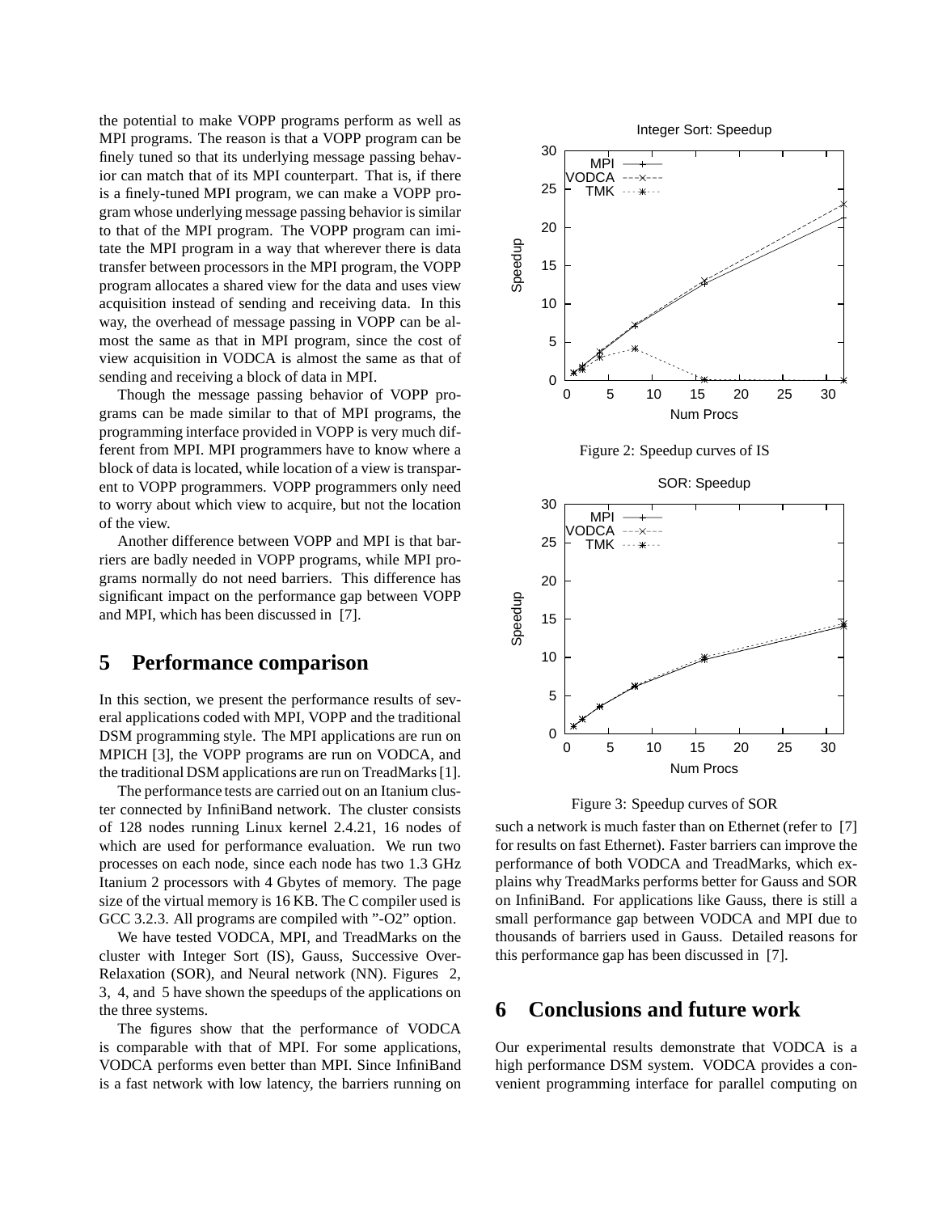the potential to make VOPP programs perform as well as MPI programs. The reason is that a VOPP program can be finely tuned so that its underlying message passing behavior can match that of its MPI counterpart. That is, if there is a finely-tuned MPI program, we can make a VOPP program whose underlying message passing behavior is similar to that of the MPI program. The VOPP program can imitate the MPI program in a way that wherever there is data transfer between processors in the MPI program, the VOPP program allocates a shared view for the data and uses view acquisition instead of sending and receiving data. In this way, the overhead of message passing in VOPP can be almost the same as that in MPI program, since the cost of view acquisition in VODCA is almost the same as that of sending and receiving a block of data in MPI.

Though the message passing behavior of VOPP programs can be made similar to that of MPI programs, the programming interface provided in VOPP is very much different from MPI. MPI programmers have to know where a block of data is located, while location of a view is transparent to VOPP programmers. VOPP programmers only need to worry about which view to acquire, but not the location of the view.

Another difference between VOPP and MPI is that barriers are badly needed in VOPP programs, while MPI programs normally do not need barriers. This difference has significant impact on the performance gap between VOPP and MPI, which has been discussed in [7].

## 5 Performance comparison

In this section, we present the performance results of several applications coded with MPI, VOPP and the traditional DSM programming style. The MPI applications are run on MPICH [3], the VOPP programs are run on VODCA, and the traditional DSM applications are run on TreadMarks [1].

The performance tests are carried out on an Itanium cluster connected by InfiniBand network. The cluster consists of 128 nodes running Linux kernel 2.4.21, 16 nodes of which are used for performance evaluation. We run two processes on each node, since each node has two 1.3 GHz Itanium 2 processors with 4 Gbytes of memory. The page size of the virtual memory is 16 KB. The C compiler used is GCC 3.2.3. All programs are compiled with "-O2" option.

We have tested VODCA, MPI, and TreadMarks on the cluster with Integer Sort (IS), Gauss, Successive Over-Relaxation (SOR), and Neural network (NN). Figures 2, 3, 4, and 5 have shown the speedups of the applications on the three systems.

The figures show that the performance of VODCA is comparable with that of MPI. For some applications, VODCA performs even better than MPI. Since InfiniBand is a fast network with low latency, the barriers running on such a network is much faster than on Ethernet (refer to [7] for results on fast Ethernet). Faster barriers can improve the performance of both VODCA and TreadMarks, which explains why TreadMarks performs better for Gauss and SOR on InfiniBand. For applications like Gauss, there is still a small performance gap between VODCA and MPI due to thousands of barriers used in Gauss. Detailed reasons for this performance gap has been discussed in [7].

Integer Sort: Speedup

Speedup: 0, 5, 10, 15, 20, 25, 30

Num Procs: 0, 5, 10, 15, 20, 25, 30

MPI
VODCA
TMK

Figure 2: Speedup curves of IS

SOR: Speedup

Speedup: 0, 5, 10, 15, 20, 25, 30

Num Procs: 0, 5, 10, 15, 20, 25, 30

MPI
VODCA
TMK

Figure 3: Speedup curves of SOR

## 6 Conclusions and future work

Our experimental results demonstrate that VODCA is a high performance DSM system. VODCA provides a convenient programming interface for parallel computing on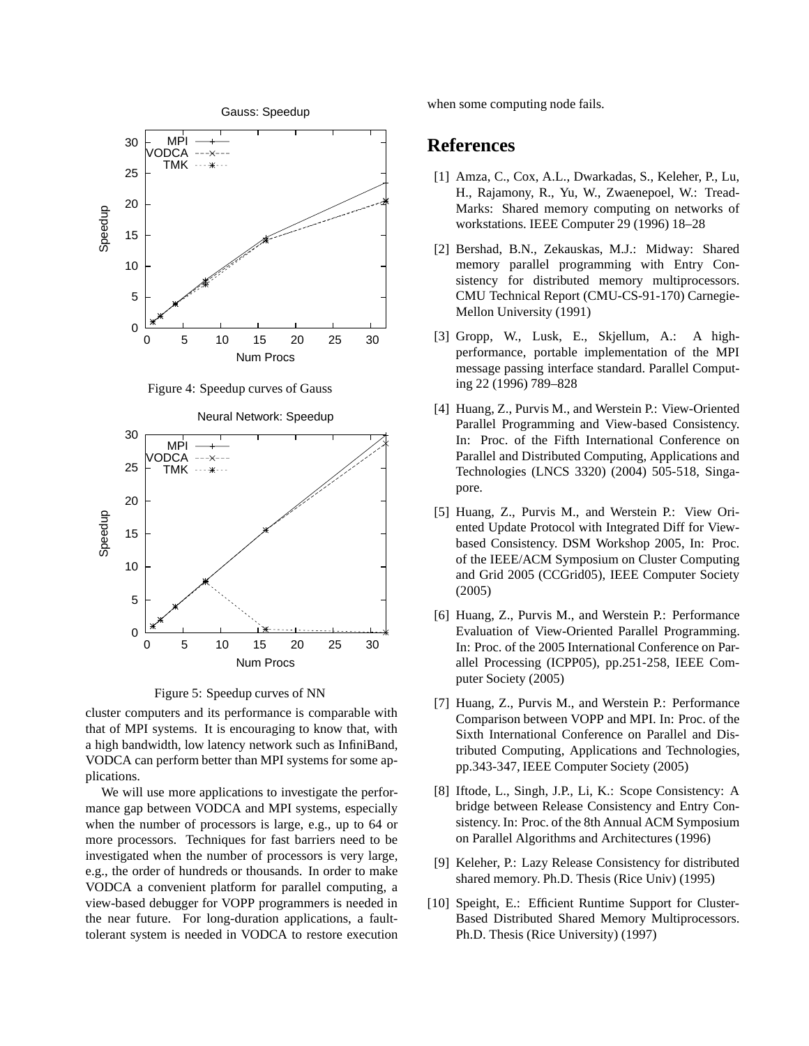Gauss: Speedup

MPI
VODCA
TMK

Speedup

Num Procs

0 5 10 15 20 25 30

0 5 10 15 20 25 30

Figure 4: Speedup curves of Gauss

Neural Network: Speedup

MPI
VODCA
TMK

Speedup

Num Procs

0 5 10 15 20 25 30

0 5 10 15 20 25 30

Figure 5: Speedup curves of NN

cluster computers and its performance is comparable with that of MPI systems. It is encouraging to know that, with a high bandwidth, low latency network such as InfiniBand, VODCA can perform better than MPI systems for some applications.

We will use more applications to investigate the performance gap between VODCA and MPI systems, especially when the number of processors is large, e.g., up to 64 or more processors. Techniques for fast barriers need to be investigated when the number of processors is very large, e.g., the order of hundreds or thousands. In order to make VODCA a convenient platform for parallel computing, a view-based debugger for VOPP programmers is needed in the near future. For long-duration applications, a fault-tolerant system is needed in VODCA to restore execution when some computing node fails.

# References

[1] Amza, C., Cox, A.L., Dwarkadas, S., Keleher, P., Lu, H., Rajamony, R., Yu, W., Zwaenepoel, W.: TreadMarks: Shared memory computing on networks of workstations. IEEE Computer 29 (1996) 18–28

[2] Bershad, B.N., Zekauskas, M.J.: Midway: Shared memory parallel programming with Entry Consistency for distributed memory multiprocessors. CMU Technical Report (CMU-CS-91-170) Carnegie-Mellon University (1991)

[3] Gropp, W., Lusk, E., Skjellum, A.: A high-performance, portable implementation of the MPI message passing interface standard. Parallel Computing 22 (1996) 789–828

[4] Huang, Z., Purvis M., and Werstein P.: View-Oriented Parallel Programming and View-based Consistency. In: Proc. of the Fifth International Conference on Parallel and Distributed Computing, Applications and Technologies (LNCS 3320) (2004) 505-518, Singapore.

[5] Huang, Z., Purvis M., and Werstein P.: View Oriented Update Protocol with Integrated Diff for View-based Consistency. DSM Workshop 2005, In: Proc. of the IEEE/ACM Symposium on Cluster Computing and Grid 2005 (CCGrid05), IEEE Computer Society (2005)

[6] Huang, Z., Purvis M., and Werstein P.: Performance Evaluation of View-Oriented Parallel Programming. In: Proc. of the 2005 International Conference on Parallel Processing (ICPP05), pp.251-258, IEEE Computer Society (2005)

[7] Huang, Z., Purvis M., and Werstein P.: Performance Comparison between VOPP and MPI. In: Proc. of the Sixth International Conference on Parallel and Distributed Computing, Applications and Technologies, pp.343-347, IEEE Computer Society (2005)

[8] Iftode, L., Singh, J.P., Li, K.: Scope Consistency: A bridge between Release Consistency and Entry Consistency. In: Proc. of the 8th Annual ACM Symposium on Parallel Algorithms and Architectures (1996)

[9] Keleher, P.: Lazy Release Consistency for distributed shared memory. Ph.D. Thesis (Rice Univ) (1995)

[10] Speight, E.: Efficient Runtime Support for Cluster-Based Distributed Shared Memory Multiprocessors. Ph.D. Thesis (Rice University) (1997)